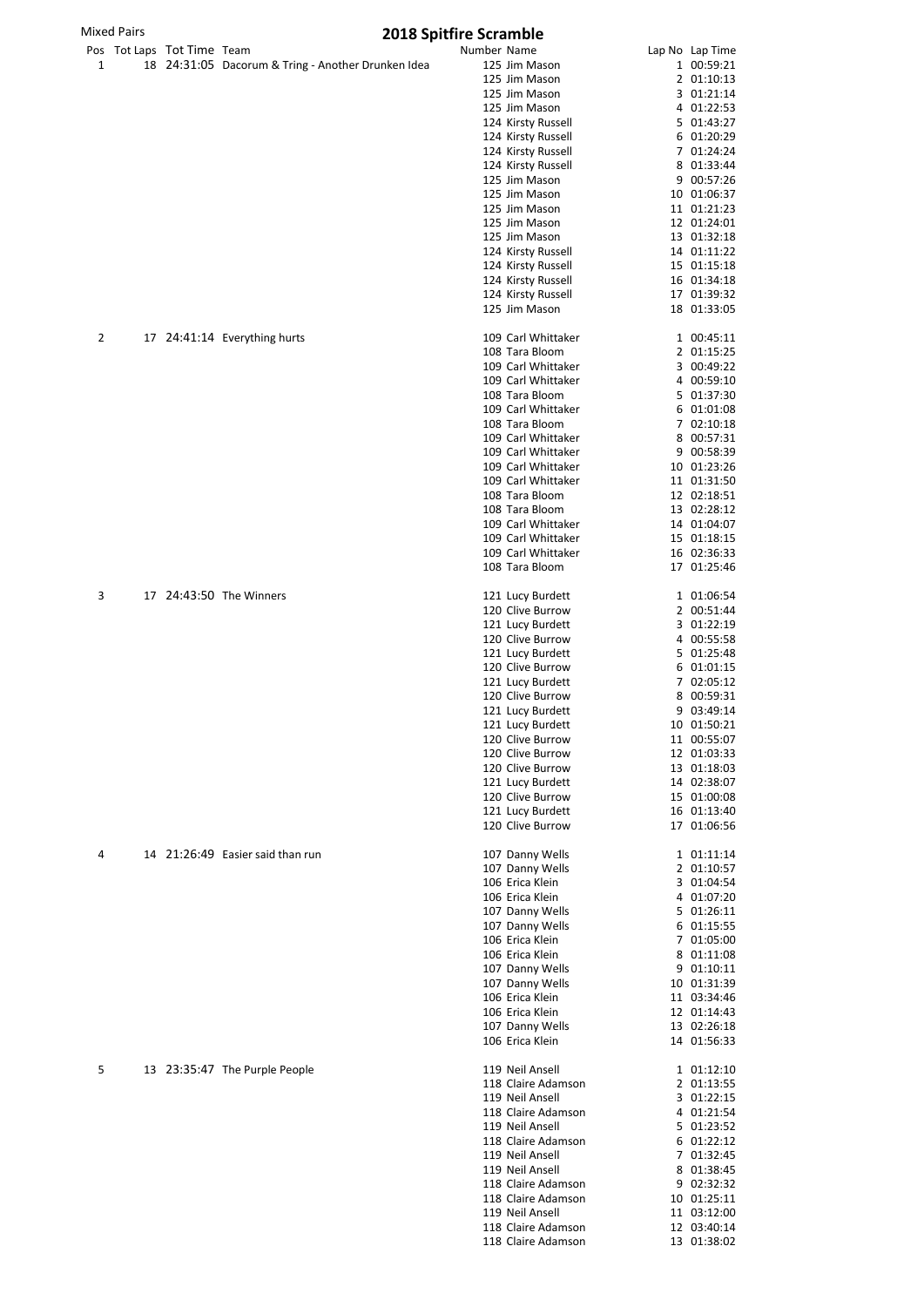Mixed Pairs

# 2018 Spitfire Scramble

| Pos | Tot Laps | Tot Time | Team | Number | Name | Lap No | Lap Time |
|---|---|---|---|---|---|---|---|
| 1 | 18 | 24:31:05 | Dacorum & Tring - Another Drunken Idea | 125 | Jim Mason | 1 | 00:59:21 |
| | | | | 125 | Jim Mason | 2 | 01:10:13 |
| | | | | 125 | Jim Mason | 3 | 01:21:14 |
| | | | | 125 | Jim Mason | 4 | 01:22:53 |
| | | | | 124 | Kirsty Russell | 5 | 01:43:27 |
| | | | | 124 | Kirsty Russell | 6 | 01:20:29 |
| | | | | 124 | Kirsty Russell | 7 | 01:24:24 |
| | | | | 124 | Kirsty Russell | 8 | 01:33:44 |
| | | | | 125 | Jim Mason | 9 | 00:57:26 |
| | | | | 125 | Jim Mason | 10 | 01:06:37 |
| | | | | 125 | Jim Mason | 11 | 01:21:23 |
| | | | | 125 | Jim Mason | 12 | 01:24:01 |
| | | | | 125 | Jim Mason | 13 | 01:32:18 |
| | | | | 124 | Kirsty Russell | 14 | 01:11:22 |
| | | | | 124 | Kirsty Russell | 15 | 01:15:18 |
| | | | | 124 | Kirsty Russell | 16 | 01:34:18 |
| | | | | 124 | Kirsty Russell | 17 | 01:39:32 |
| | | | | 125 | Jim Mason | 18 | 01:33:05 |
| 2 | 17 | 24:41:14 | Everything hurts | 109 | Carl Whittaker | 1 | 00:45:11 |
| | | | | 108 | Tara Bloom | 2 | 01:15:25 |
| | | | | 109 | Carl Whittaker | 3 | 00:49:22 |
| | | | | 109 | Carl Whittaker | 4 | 00:59:10 |
| | | | | 108 | Tara Bloom | 5 | 01:37:30 |
| | | | | 109 | Carl Whittaker | 6 | 01:01:08 |
| | | | | 108 | Tara Bloom | 7 | 02:10:18 |
| | | | | 109 | Carl Whittaker | 8 | 00:57:31 |
| | | | | 109 | Carl Whittaker | 9 | 00:58:39 |
| | | | | 109 | Carl Whittaker | 10 | 01:23:26 |
| | | | | 109 | Carl Whittaker | 11 | 01:31:50 |
| | | | | 108 | Tara Bloom | 12 | 02:18:51 |
| | | | | 108 | Tara Bloom | 13 | 02:28:12 |
| | | | | 109 | Carl Whittaker | 14 | 01:04:07 |
| | | | | 109 | Carl Whittaker | 15 | 01:18:15 |
| | | | | 109 | Carl Whittaker | 16 | 02:36:33 |
| | | | | 108 | Tara Bloom | 17 | 01:25:46 |
| 3 | 17 | 24:43:50 | The Winners | 121 | Lucy Burdett | 1 | 01:06:54 |
| | | | | 120 | Clive Burrow | 2 | 00:51:44 |
| | | | | 121 | Lucy Burdett | 3 | 01:22:19 |
| | | | | 120 | Clive Burrow | 4 | 00:55:58 |
| | | | | 121 | Lucy Burdett | 5 | 01:25:48 |
| | | | | 120 | Clive Burrow | 6 | 01:01:15 |
| | | | | 121 | Lucy Burdett | 7 | 02:05:12 |
| | | | | 120 | Clive Burrow | 8 | 00:59:31 |
| | | | | 121 | Lucy Burdett | 9 | 03:49:14 |
| | | | | 121 | Lucy Burdett | 10 | 01:50:21 |
| | | | | 120 | Clive Burrow | 11 | 00:55:07 |
| | | | | 120 | Clive Burrow | 12 | 01:03:33 |
| | | | | 120 | Clive Burrow | 13 | 01:18:03 |
| | | | | 121 | Lucy Burdett | 14 | 02:38:07 |
| | | | | 120 | Clive Burrow | 15 | 01:00:08 |
| | | | | 121 | Lucy Burdett | 16 | 01:13:40 |
| | | | | 120 | Clive Burrow | 17 | 01:06:56 |
| 4 | 14 | 21:26:49 | Easier said than run | 107 | Danny Wells | 1 | 01:11:14 |
| | | | | 107 | Danny Wells | 2 | 01:10:57 |
| | | | | 106 | Erica Klein | 3 | 01:04:54 |
| | | | | 106 | Erica Klein | 4 | 01:07:20 |
| | | | | 107 | Danny Wells | 5 | 01:26:11 |
| | | | | 107 | Danny Wells | 6 | 01:15:55 |
| | | | | 106 | Erica Klein | 7 | 01:05:00 |
| | | | | 106 | Erica Klein | 8 | 01:11:08 |
| | | | | 107 | Danny Wells | 9 | 01:10:11 |
| | | | | 107 | Danny Wells | 10 | 01:31:39 |
| | | | | 106 | Erica Klein | 11 | 03:34:46 |
| | | | | 106 | Erica Klein | 12 | 01:14:43 |
| | | | | 107 | Danny Wells | 13 | 02:26:18 |
| | | | | 106 | Erica Klein | 14 | 01:56:33 |
| 5 | 13 | 23:35:47 | The Purple People | 119 | Neil Ansell | 1 | 01:12:10 |
| | | | | 118 | Claire Adamson | 2 | 01:13:55 |
| | | | | 119 | Neil Ansell | 3 | 01:22:15 |
| | | | | 118 | Claire Adamson | 4 | 01:21:54 |
| | | | | 119 | Neil Ansell | 5 | 01:23:52 |
| | | | | 118 | Claire Adamson | 6 | 01:22:12 |
| | | | | 119 | Neil Ansell | 7 | 01:32:45 |
| | | | | 119 | Neil Ansell | 8 | 01:38:45 |
| | | | | 118 | Claire Adamson | 9 | 02:32:32 |
| | | | | 118 | Claire Adamson | 10 | 01:25:11 |
| | | | | 119 | Neil Ansell | 11 | 03:12:00 |
| | | | | 118 | Claire Adamson | 12 | 03:40:14 |
| | | | | 118 | Claire Adamson | 13 | 01:38:02 |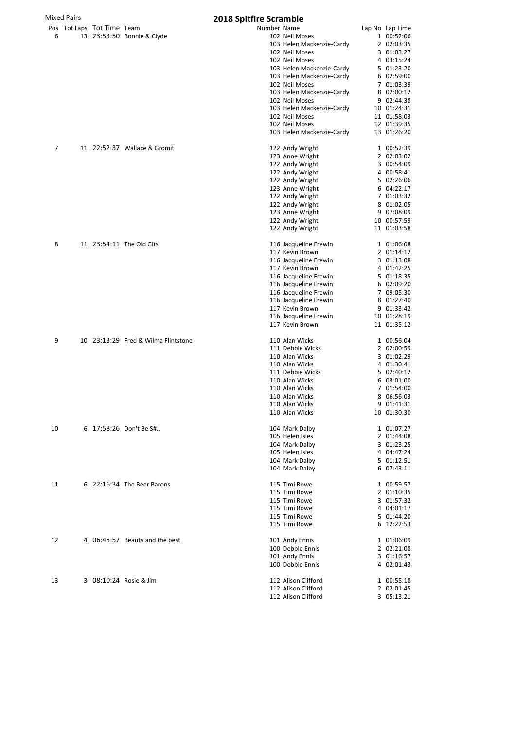Mixed Pairs

# 2018 Spitfire Scramble

| Pos | Tot Laps | Tot Time | Team | Number | Name | Lap No | Lap Time |
|---|---|---|---|---|---|---|---|
| 6 | 13 | 23:53:50 | Bonnie & Clyde | 102 | Neil Moses | 1 | 00:52:06 |
| | | | | 103 | Helen Mackenzie-Cardy | 2 | 02:03:35 |
| | | | | 102 | Neil Moses | 3 | 01:03:27 |
| | | | | 102 | Neil Moses | 4 | 03:15:24 |
| | | | | 103 | Helen Mackenzie-Cardy | 5 | 01:23:20 |
| | | | | 103 | Helen Mackenzie-Cardy | 6 | 02:59:00 |
| | | | | 102 | Neil Moses | 7 | 01:03:39 |
| | | | | 103 | Helen Mackenzie-Cardy | 8 | 02:00:12 |
| | | | | 102 | Neil Moses | 9 | 02:44:38 |
| | | | | 103 | Helen Mackenzie-Cardy | 10 | 01:24:31 |
| | | | | 102 | Neil Moses | 11 | 01:58:03 |
| | | | | 102 | Neil Moses | 12 | 01:39:35 |
| | | | | 103 | Helen Mackenzie-Cardy | 13 | 01:26:20 |
| 7 | 11 | 22:52:37 | Wallace & Gromit | 122 | Andy Wright | 1 | 00:52:39 |
| | | | | 123 | Anne Wright | 2 | 02:03:02 |
| | | | | 122 | Andy Wright | 3 | 00:54:09 |
| | | | | 122 | Andy Wright | 4 | 00:58:41 |
| | | | | 122 | Andy Wright | 5 | 02:26:06 |
| | | | | 123 | Anne Wright | 6 | 04:22:17 |
| | | | | 122 | Andy Wright | 7 | 01:03:32 |
| | | | | 122 | Andy Wright | 8 | 01:02:05 |
| | | | | 123 | Anne Wright | 9 | 07:08:09 |
| | | | | 122 | Andy Wright | 10 | 00:57:59 |
| | | | | 122 | Andy Wright | 11 | 01:03:58 |
| 8 | 11 | 23:54:11 | The Old Gits | 116 | Jacqueline Frewin | 1 | 01:06:08 |
| | | | | 117 | Kevin Brown | 2 | 01:14:12 |
| | | | | 116 | Jacqueline Frewin | 3 | 01:13:08 |
| | | | | 117 | Kevin Brown | 4 | 01:42:25 |
| | | | | 116 | Jacqueline Frewin | 5 | 01:18:35 |
| | | | | 116 | Jacqueline Frewin | 6 | 02:09:20 |
| | | | | 116 | Jacqueline Frewin | 7 | 09:05:30 |
| | | | | 116 | Jacqueline Frewin | 8 | 01:27:40 |
| | | | | 117 | Kevin Brown | 9 | 01:33:42 |
| | | | | 116 | Jacqueline Frewin | 10 | 01:28:19 |
| | | | | 117 | Kevin Brown | 11 | 01:35:12 |
| 9 | 10 | 23:13:29 | Fred & Wilma Flintstone | 110 | Alan Wicks | 1 | 00:56:04 |
| | | | | 111 | Debbie Wicks | 2 | 02:00:59 |
| | | | | 110 | Alan Wicks | 3 | 01:02:29 |
| | | | | 110 | Alan Wicks | 4 | 01:30:41 |
| | | | | 111 | Debbie Wicks | 5 | 02:40:12 |
| | | | | 110 | Alan Wicks | 6 | 03:01:00 |
| | | | | 110 | Alan Wicks | 7 | 01:54:00 |
| | | | | 110 | Alan Wicks | 8 | 06:56:03 |
| | | | | 110 | Alan Wicks | 9 | 01:41:31 |
| | | | | 110 | Alan Wicks | 10 | 01:30:30 |
| 10 | 6 | 17:58:26 | Don't Be S#.. | 104 | Mark Dalby | 1 | 01:07:27 |
| | | | | 105 | Helen Isles | 2 | 01:44:08 |
| | | | | 104 | Mark Dalby | 3 | 01:23:25 |
| | | | | 105 | Helen Isles | 4 | 04:47:24 |
| | | | | 104 | Mark Dalby | 5 | 01:12:51 |
| | | | | 104 | Mark Dalby | 6 | 07:43:11 |
| 11 | 6 | 22:16:34 | The Beer Barons | 115 | Timi Rowe | 1 | 00:59:57 |
| | | | | 115 | Timi Rowe | 2 | 01:10:35 |
| | | | | 115 | Timi Rowe | 3 | 01:57:32 |
| | | | | 115 | Timi Rowe | 4 | 04:01:17 |
| | | | | 115 | Timi Rowe | 5 | 01:44:20 |
| | | | | 115 | Timi Rowe | 6 | 12:22:53 |
| 12 | 4 | 06:45:57 | Beauty and the best | 101 | Andy Ennis | 1 | 01:06:09 |
| | | | | 100 | Debbie Ennis | 2 | 02:21:08 |
| | | | | 101 | Andy Ennis | 3 | 01:16:57 |
| | | | | 100 | Debbie Ennis | 4 | 02:01:43 |
| 13 | 3 | 08:10:24 | Rosie & Jim | 112 | Alison Clifford | 1 | 00:55:18 |
| | | | | 112 | Alison Clifford | 2 | 02:01:45 |
| | | | | 112 | Alison Clifford | 3 | 05:13:21 |